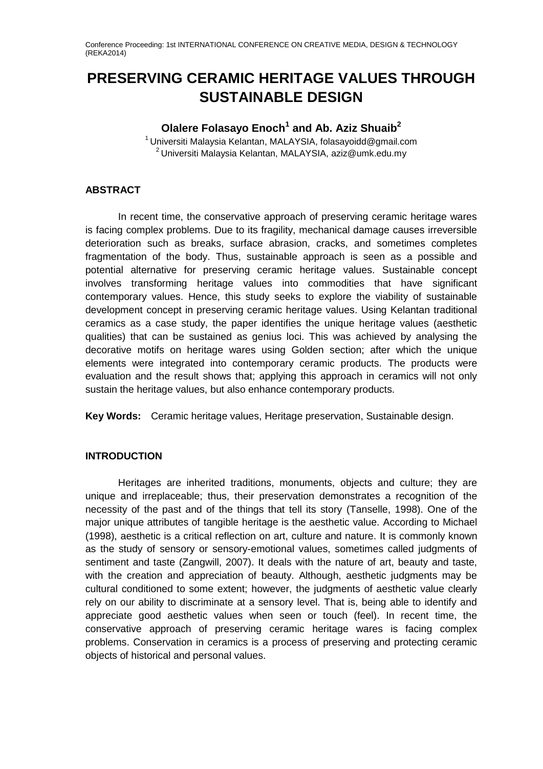Conference Proceeding: 1st INTERNATIONAL CONFERENCE ON CREATIVE MEDIA, DESIGN & TECHNOLOGY (REKA2014)

# PRESERVING CERAMIC HERITAGE VALUES THROUGH SUSTAINABLE DESIGN

**Olalere Folasayo Enoch[1] and Ab. Aziz Shuaib[2]**

[1] Universiti Malaysia Kelantan, MALAYSIA, folasayoidd@gmail.com
[2] Universiti Malaysia Kelantan, MALAYSIA, aziz@umk.edu.my

## ABSTRACT

In recent time, the conservative approach of preserving ceramic heritage wares is facing complex problems. Due to its fragility, mechanical damage causes irreversible deterioration such as breaks, surface abrasion, cracks, and sometimes completes fragmentation of the body. Thus, sustainable approach is seen as a possible and potential alternative for preserving ceramic heritage values. Sustainable concept involves transforming heritage values into commodities that have significant contemporary values. Hence, this study seeks to explore the viability of sustainable development concept in preserving ceramic heritage values. Using Kelantan traditional ceramics as a case study, the paper identifies the unique heritage values (aesthetic qualities) that can be sustained as genius loci. This was achieved by analysing the decorative motifs on heritage wares using Golden section; after which the unique elements were integrated into contemporary ceramic products. The products were evaluation and the result shows that; applying this approach in ceramics will not only sustain the heritage values, but also enhance contemporary products.

**Key Words:** Ceramic heritage values, Heritage preservation, Sustainable design.

## INTRODUCTION

Heritages are inherited traditions, monuments, objects and culture; they are unique and irreplaceable; thus, their preservation demonstrates a recognition of the necessity of the past and of the things that tell its story (Tanselle, 1998). One of the major unique attributes of tangible heritage is the aesthetic value. According to Michael (1998), aesthetic is a critical reflection on art, culture and nature. It is commonly known as the study of sensory or sensory-emotional values, sometimes called judgments of sentiment and taste (Zangwill, 2007). It deals with the nature of art, beauty and taste, with the creation and appreciation of beauty. Although, aesthetic judgments may be cultural conditioned to some extent; however, the judgments of aesthetic value clearly rely on our ability to discriminate at a sensory level. That is, being able to identify and appreciate good aesthetic values when seen or touch (feel). In recent time, the conservative approach of preserving ceramic heritage wares is facing complex problems. Conservation in ceramics is a process of preserving and protecting ceramic objects of historical and personal values.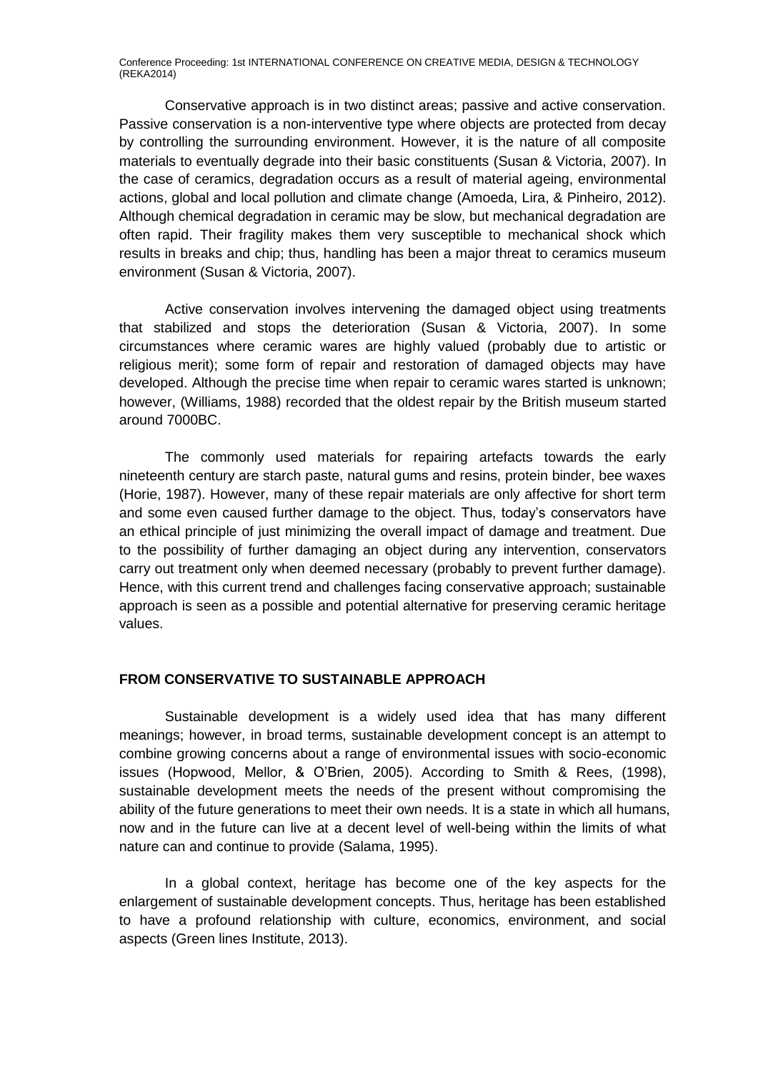Conservative approach is in two distinct areas; passive and active conservation. Passive conservation is a non-interventive type where objects are protected from decay by controlling the surrounding environment. However, it is the nature of all composite materials to eventually degrade into their basic constituents (Susan & Victoria, 2007). In the case of ceramics, degradation occurs as a result of material ageing, environmental actions, global and local pollution and climate change (Amoeda, Lira, & Pinheiro, 2012). Although chemical degradation in ceramic may be slow, but mechanical degradation are often rapid. Their fragility makes them very susceptible to mechanical shock which results in breaks and chip; thus, handling has been a major threat to ceramics museum environment (Susan & Victoria, 2007).

Active conservation involves intervening the damaged object using treatments that stabilized and stops the deterioration (Susan & Victoria, 2007). In some circumstances where ceramic wares are highly valued (probably due to artistic or religious merit); some form of repair and restoration of damaged objects may have developed. Although the precise time when repair to ceramic wares started is unknown; however, (Williams, 1988) recorded that the oldest repair by the British museum started around 7000BC.

The commonly used materials for repairing artefacts towards the early nineteenth century are starch paste, natural gums and resins, protein binder, bee waxes (Horie, 1987). However, many of these repair materials are only affective for short term and some even caused further damage to the object. Thus, today's conservators have an ethical principle of just minimizing the overall impact of damage and treatment. Due to the possibility of further damaging an object during any intervention, conservators carry out treatment only when deemed necessary (probably to prevent further damage). Hence, with this current trend and challenges facing conservative approach; sustainable approach is seen as a possible and potential alternative for preserving ceramic heritage values.

## FROM CONSERVATIVE TO SUSTAINABLE APPROACH

Sustainable development is a widely used idea that has many different meanings; however, in broad terms, sustainable development concept is an attempt to combine growing concerns about a range of environmental issues with socio-economic issues (Hopwood, Mellor, & O'Brien, 2005). According to Smith & Rees, (1998), sustainable development meets the needs of the present without compromising the ability of the future generations to meet their own needs. It is a state in which all humans, now and in the future can live at a decent level of well-being within the limits of what nature can and continue to provide (Salama, 1995).

In a global context, heritage has become one of the key aspects for the enlargement of sustainable development concepts. Thus, heritage has been established to have a profound relationship with culture, economics, environment, and social aspects (Green lines Institute, 2013).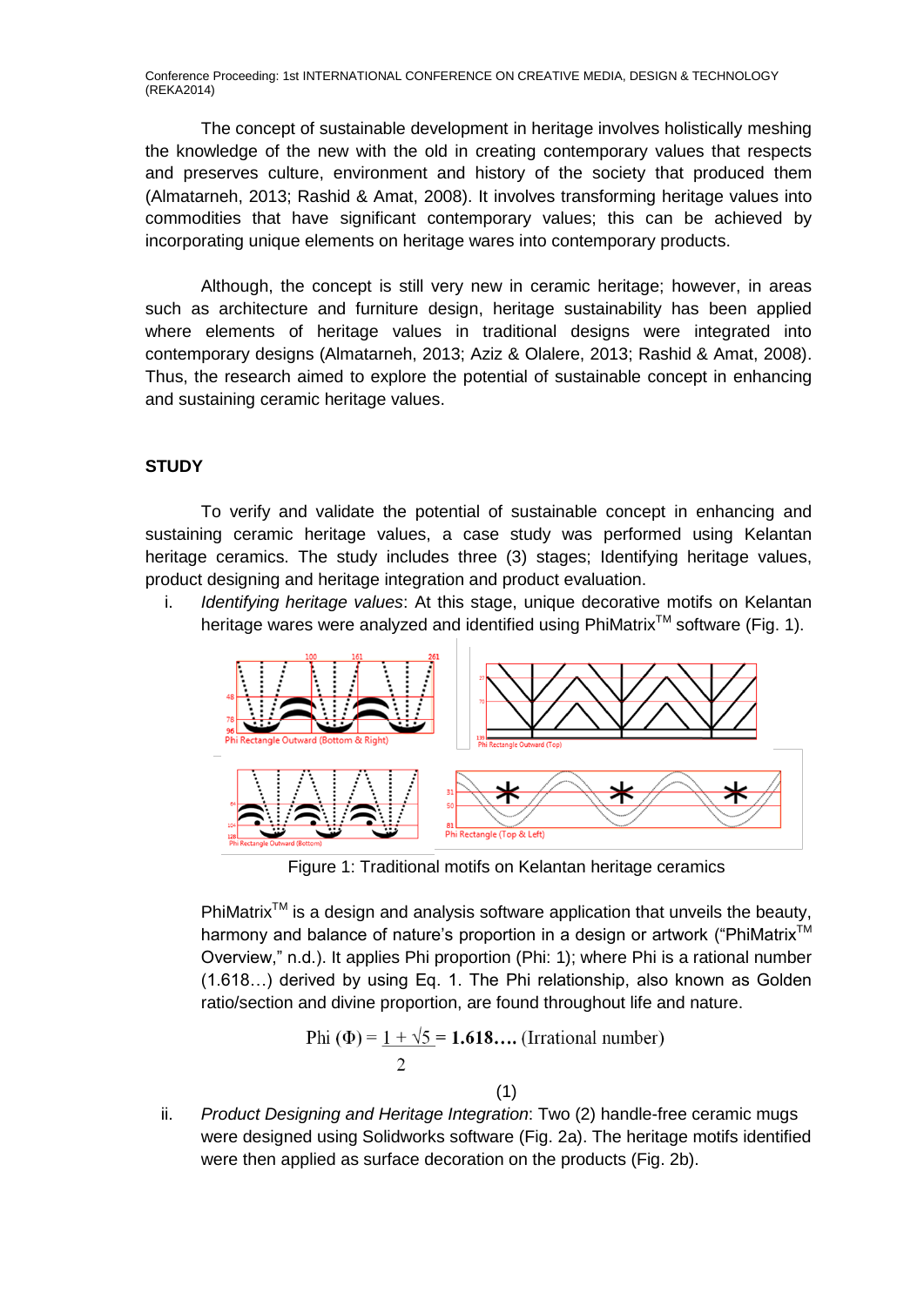The concept of sustainable development in heritage involves holistically meshing the knowledge of the new with the old in creating contemporary values that respects and preserves culture, environment and history of the society that produced them (Almatarneh, 2013; Rashid & Amat, 2008). It involves transforming heritage values into commodities that have significant contemporary values; this can be achieved by incorporating unique elements on heritage wares into contemporary products.

Although, the concept is still very new in ceramic heritage; however, in areas such as architecture and furniture design, heritage sustainability has been applied where elements of heritage values in traditional designs were integrated into contemporary designs (Almatarneh, 2013; Aziz & Olalere, 2013; Rashid & Amat, 2008). Thus, the research aimed to explore the potential of sustainable concept in enhancing and sustaining ceramic heritage values.

## STUDY

To verify and validate the potential of sustainable concept in enhancing and sustaining ceramic heritage values, a case study was performed using Kelantan heritage ceramics. The study includes three (3) stages; Identifying heritage values, product designing and heritage integration and product evaluation.

i. *Identifying heritage values*: At this stage, unique decorative motifs on Kelantan heritage wares were analyzed and identified using PhiMatrix™ software (Fig. 1).

Figure 1: Traditional motifs on Kelantan heritage ceramics

PhiMatrix™ is a design and analysis software application that unveils the beauty, harmony and balance of nature's proportion in a design or artwork ("PhiMatrix™ Overview," n.d.). It applies Phi proportion (Phi: 1); where Phi is a rational number (1.618…) derived by using Eq. 1. The Phi relationship, also known as Golden ratio/section and divine proportion, are found throughout life and nature.

$$\text{Phi } (\Phi) = \frac{1+\sqrt{5}}{2} = \mathbf{1.618\ldots} \text{ (Irrational number)} \quad (1)$$

ii. *Product Designing and Heritage Integration*: Two (2) handle-free ceramic mugs were designed using Solidworks software (Fig. 2a). The heritage motifs identified were then applied as surface decoration on the products (Fig. 2b).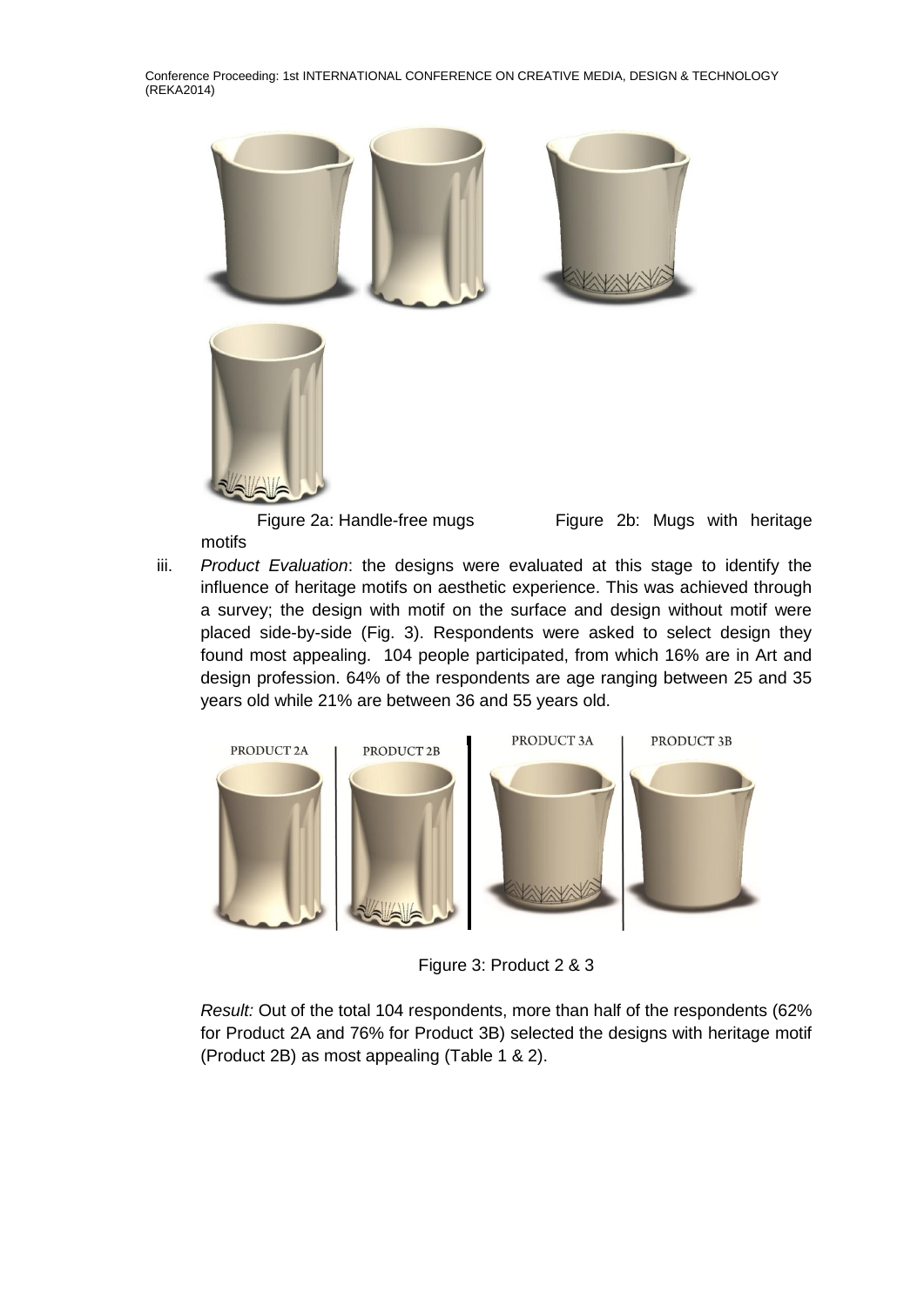Figure 2a: Handle-free mugs Figure 2b: Mugs with heritage motifs

iii. *Product Evaluation*: the designs were evaluated at this stage to identify the influence of heritage motifs on aesthetic experience. This was achieved through a survey; the design with motif on the surface and design without motif were placed side-by-side (Fig. 3). Respondents were asked to select design they found most appealing. 104 people participated, from which 16% are in Art and design profession. 64% of the respondents are age ranging between 25 and 35 years old while 21% are between 36 and 55 years old.

PRODUCT 2A | PRODUCT 2B | PRODUCT 3A | PRODUCT 3B

Figure 3: Product 2 & 3

*Result:* Out of the total 104 respondents, more than half of the respondents (62% for Product 2A and 76% for Product 3B) selected the designs with heritage motif (Product 2B) as most appealing (Table 1 & 2).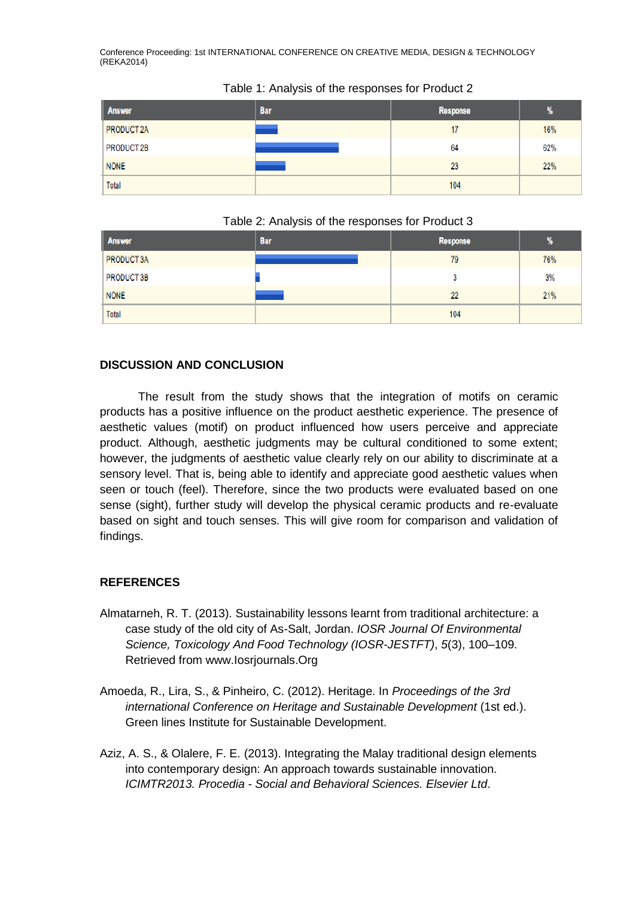Table 1: Analysis of the responses for Product 2

| Answer | Bar | Response | % |
|---|---|---|---|
| PRODUCT 2A | | 17 | 16% |
| PRODUCT 2B | | 64 | 62% |
| NONE | | 23 | 22% |
| Total | | 104 | |

Table 2: Analysis of the responses for Product 3

| Answer | Bar | Response | % |
|---|---|---|---|
| PRODUCT 3A | | 79 | 76% |
| PRODUCT 3B | | 3 | 3% |
| NONE | | 22 | 21% |
| Total | | 104 | |

## DISCUSSION AND CONCLUSION

The result from the study shows that the integration of motifs on ceramic products has a positive influence on the product aesthetic experience. The presence of aesthetic values (motif) on product influenced how users perceive and appreciate product. Although, aesthetic judgments may be cultural conditioned to some extent; however, the judgments of aesthetic value clearly rely on our ability to discriminate at a sensory level. That is, being able to identify and appreciate good aesthetic values when seen or touch (feel). Therefore, since the two products were evaluated based on one sense (sight), further study will develop the physical ceramic products and re-evaluate based on sight and touch senses. This will give room for comparison and validation of findings.

## REFERENCES

Almatarneh, R. T. (2013). Sustainability lessons learnt from traditional architecture: a case study of the old city of As-Salt, Jordan. *IOSR Journal Of Environmental Science, Toxicology And Food Technology (IOSR-JESTFT)*, *5*(3), 100–109. Retrieved from www.Iosrjournals.Org

Amoeda, R., Lira, S., & Pinheiro, C. (2012). Heritage. In *Proceedings of the 3rd international Conference on Heritage and Sustainable Development* (1st ed.). Green lines Institute for Sustainable Development.

Aziz, A. S., & Olalere, F. E. (2013). Integrating the Malay traditional design elements into contemporary design: An approach towards sustainable innovation. *ICIMTR2013. Procedia - Social and Behavioral Sciences. Elsevier Ltd*.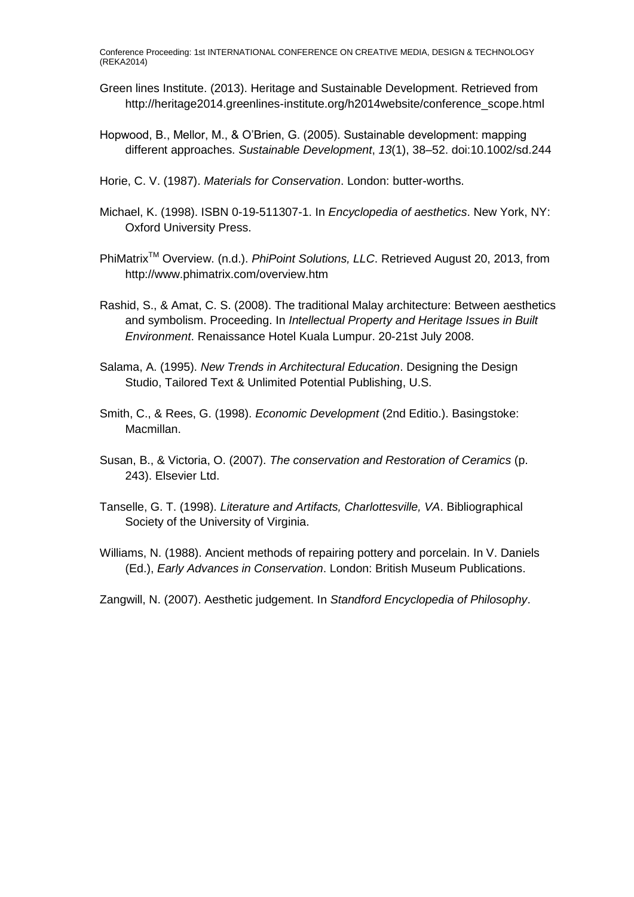Green lines Institute. (2013). Heritage and Sustainable Development. Retrieved from http://heritage2014.greenlines-institute.org/h2014website/conference_scope.html

Hopwood, B., Mellor, M., & O'Brien, G. (2005). Sustainable development: mapping different approaches. *Sustainable Development*, *13*(1), 38–52. doi:10.1002/sd.244

Horie, C. V. (1987). *Materials for Conservation*. London: butter-worths.

Michael, K. (1998). ISBN 0-19-511307-1. In *Encyclopedia of aesthetics*. New York, NY: Oxford University Press.

PhiMatrix™ Overview. (n.d.). *PhiPoint Solutions, LLC*. Retrieved August 20, 2013, from http://www.phimatrix.com/overview.htm

Rashid, S., & Amat, C. S. (2008). The traditional Malay architecture: Between aesthetics and symbolism. Proceeding. In *Intellectual Property and Heritage Issues in Built Environment*. Renaissance Hotel Kuala Lumpur. 20-21st July 2008.

Salama, A. (1995). *New Trends in Architectural Education*. Designing the Design Studio, Tailored Text & Unlimited Potential Publishing, U.S.

Smith, C., & Rees, G. (1998). *Economic Development* (2nd Editio.). Basingstoke: Macmillan.

Susan, B., & Victoria, O. (2007). *The conservation and Restoration of Ceramics* (p. 243). Elsevier Ltd.

Tanselle, G. T. (1998). *Literature and Artifacts, Charlottesville, VA*. Bibliographical Society of the University of Virginia.

Williams, N. (1988). Ancient methods of repairing pottery and porcelain. In V. Daniels (Ed.), *Early Advances in Conservation*. London: British Museum Publications.

Zangwill, N. (2007). Aesthetic judgement. In *Standford Encyclopedia of Philosophy*.